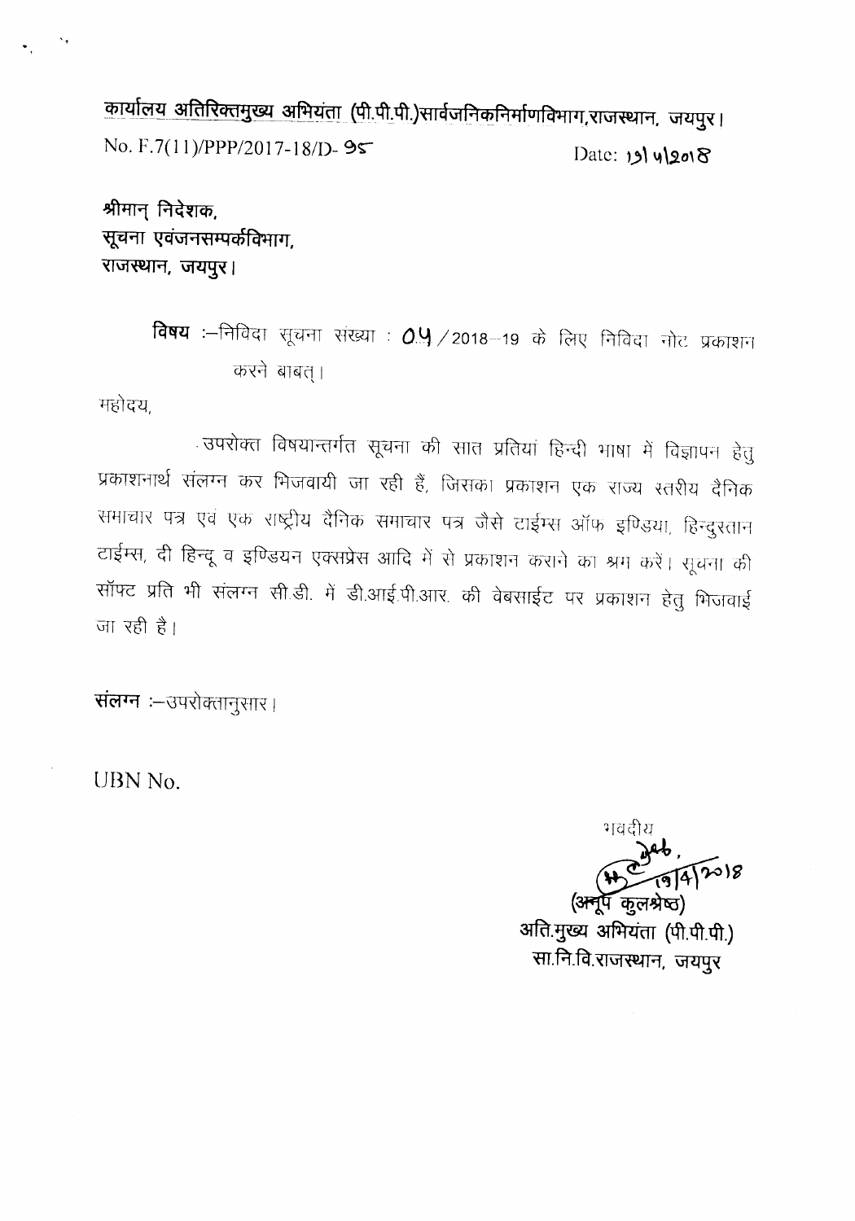**कार्यालय अतिरिक्तमुख्य अभियंता (पी.पी.पी.)सार्वजनिकनिर्माणविभाग,राजस्थान, जयपुर।**

No. F.7(11)/PPP/2017-18/D- 95 Date: 19/4/2018

**श्रीमान् निदेशक,**
**सूचना एवंजनसम्पर्कविभाग,**
**राजस्थान, जयपुर।**

**विषय** :–निविदा सूचना संख्या : 04 / 2018–19 के लिए निविदा नोट प्रकाशन करने बाबत्।

महोदय,

उपरोक्त विषयान्तर्गत सूचना की सात प्रतियां हिन्दी भाषा में विज्ञापन हेतु प्रकाशनार्थ संलग्न कर भिजवायी जा रही हैं, जिसका प्रकाशन एक राज्य स्तरीय दैनिक समाचार पत्र एवं एक राष्ट्रीय दैनिक समाचार पत्र जैसे टाईम्स ऑफ इण्डिया, हिन्दुस्तान टाईम्स, दी हिन्दू व इण्डियन एक्सप्रेस आदि में से प्रकाशन कराने का श्रम करें। सूचना की सॉफ्ट प्रति भी संलग्न सी.डी. में डी.आई.पी.आर. की वेबसाईट पर प्रकाशन हेतु भिजवाई जा रही है।

**संलग्न** :–उपरोक्तानुसार।

UBN No.

भवदीय

19/4/2018

(अनूप कुलश्रेष्ठ)
अति.मुख्य अभियंता (पी.पी.पी.)
सा.नि.वि.राजस्थान, जयपुर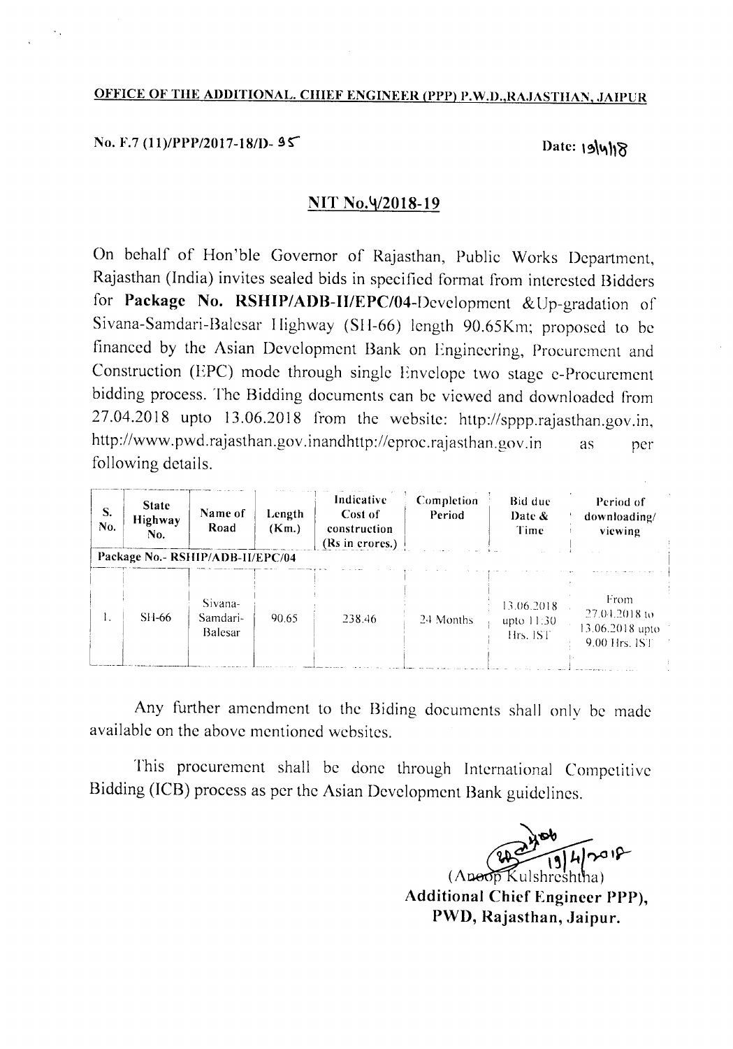**OFFICE OF THE ADDITIONAL CHIEF ENGINEER (PPP) P.W.D.,RAJASTHAN, JAIPUR**

No. F.7 (11)/PPP/2017-18/D- 95 Date: 19/4/18

## NIT No.4/2018-19

On behalf of Hon'ble Governor of Rajasthan, Public Works Department, Rajasthan (India) invites sealed bids in specified format from interested Bidders for **Package No. RSHIP/ADB-II/EPC/04**-Development &Up-gradation of Sivana-Samdari-Balesar Highway (SH-66) length 90.65Km; proposed to be financed by the Asian Development Bank on Engineering, Procurement and Construction (EPC) mode through single Envelope two stage e-Procurement bidding process. The Bidding documents can be viewed and downloaded from 27.04.2018 upto 13.06.2018 from the website: http://sppp.rajasthan.gov.in, http://www.pwd.rajasthan.gov.inandhttp://eproc.rajasthan.gov.in as per following details.

| S. No. | State Highway No. | Name of Road | Length (Km.) | Indicative Cost of construction (Rs in crores.) | Completion Period | Bid due Date & Time | Period of downloading/ viewing |
|---|---|---|---|---|---|---|---|
| Package No.- RSHIP/ADB-II/EPC/04 | | | | | | | |
| 1. | SH-66 | Sivana-Samdari-Balesar | 90.65 | 238.46 | 24 Months | 13.06.2018 upto 11:30 Hrs. IST | From 27.04.2018 to 13.06.2018 upto 9.00 Hrs. IST |

Any further amendment to the Biding documents shall only be made available on the above mentioned websites.

This procurement shall be done through International Competitive Bidding (ICB) process as per the Asian Development Bank guidelines.

19/4/2018

(Anoop Kulshreshtha)

**Additional Chief Engineer PPP),**

**PWD, Rajasthan, Jaipur.**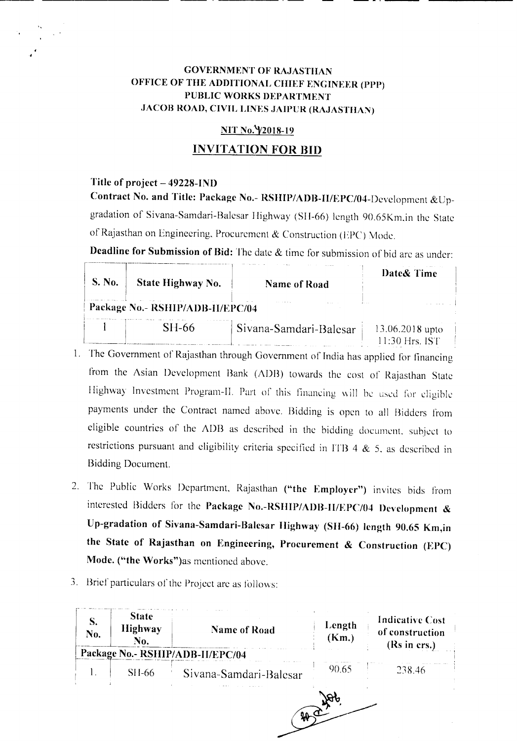**GOVERNMENT OF RAJASTHAN**
**OFFICE OF THE ADDITIONAL CHIEF ENGINEER (PPP)**
**PUBLIC WORKS DEPARTMENT**
**JACOB ROAD, CIVIL LINES JAIPUR (RAJASTHAN)**

**NIT No.4/2018-19**

## INVITATION FOR BID

**Title of project – 49228-IND**

**Contract No. and Title: Package No.- RSHIP/ADB-II/EPC/04**-Development &Up-gradation of Sivana-Samdari-Balesar Highway (SH-66) length 90.65Km.in the State of Rajasthan on Engineering, Procurement & Construction (EPC) Mode.

**Deadline for Submission of Bid:** The date & time for submission of bid are as under:

| S. No. | State Highway No. | Name of Road | Date& Time |
|---|---|---|---|
| Package No.- RSHIP/ADB-II/EPC/04 | | | |
| 1 | SH-66 | Sivana-Samdari-Balesar | 13.06.2018 upto 11:30 Hrs. IST |

1. The Government of Rajasthan through Government of India has applied for financing from the Asian Development Bank (ADB) towards the cost of Rajasthan State Highway Investment Program-II. Part of this financing will be used for eligible payments under the Contract named above. Bidding is open to all Bidders from eligible countries of the ADB as described in the bidding document, subject to restrictions pursuant and eligibility criteria specified in ITB 4 & 5, as described in Bidding Document.

2. The Public Works Department, Rajasthan **("the Employer")** invites bids from interested Bidders for the **Package No.-RSHIP/ADB-II/EPC/04 Development & Up-gradation of Sivana-Samdari-Balesar Highway (SH-66) length 90.65 Km,in the State of Rajasthan on Engineering, Procurement & Construction (EPC) Mode. ("the Works")**as mentioned above.

3. Brief particulars of the Project are as follows:

| S. No. | State Highway No. | Name of Road | Length (Km.) | Indicative Cost of construction (Rs in crs.) |
|---|---|---|---|---|
| Package No.- RSHIP/ADB-II/EPC/04 | | | | |
| 1. | SH-66 | Sivana-Samdari-Balesar | 90.65 | 238.46 |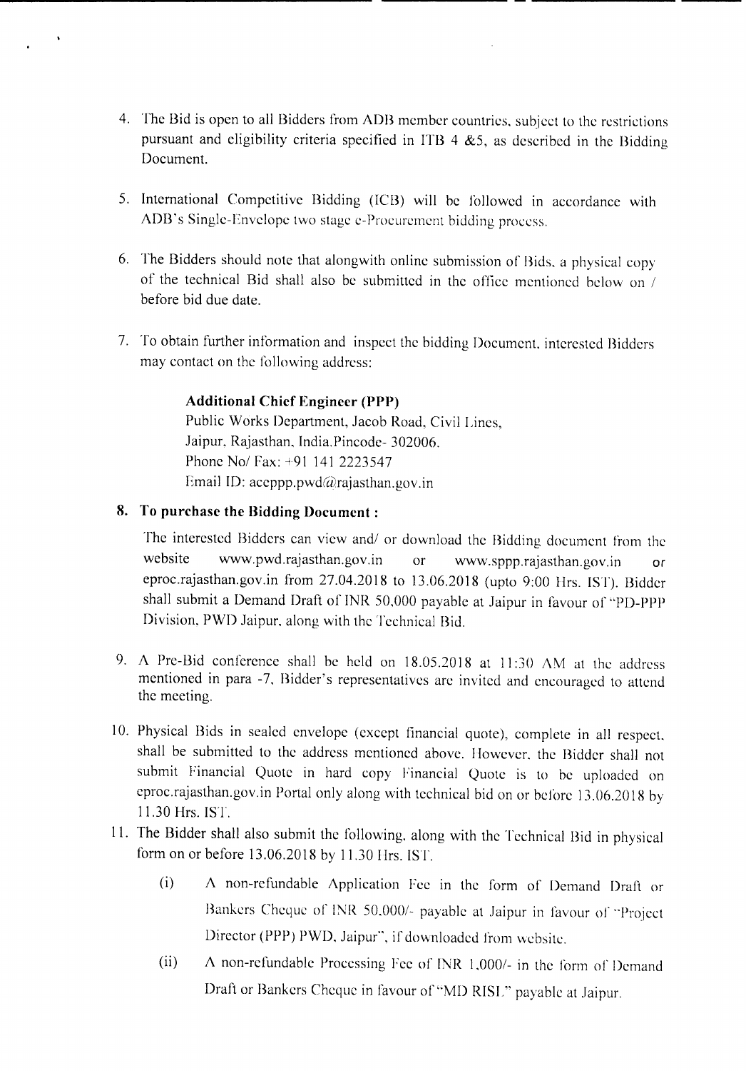4. The Bid is open to all Bidders from ADB member countries, subject to the restrictions pursuant and eligibility criteria specified in ITB 4 &5, as described in the Bidding Document.

5. International Competitive Bidding (ICB) will be followed in accordance with ADB's Single-Envelope two stage e-Procurement bidding process.

6. The Bidders should note that alongwith online submission of Bids, a physical copy of the technical Bid shall also be submitted in the office mentioned below on / before bid due date.

7. To obtain further information and inspect the bidding Document, interested Bidders may contact on the following address:

   **Additional Chief Engineer (PPP)**
   Public Works Department, Jacob Road, Civil Lines,
   Jaipur, Rajasthan, India.Pincode- 302006.
   Phone No/ Fax: +91 141 2223547
   Email ID: aceppp.pwd@rajasthan.gov.in

8. **To purchase the Bidding Document :**

   The interested Bidders can view and/ or download the Bidding document from the website www.pwd.rajasthan.gov.in or www.sppp.rajasthan.gov.in or eproc.rajasthan.gov.in from 27.04.2018 to 13.06.2018 (upto 9:00 Hrs. IST). Bidder shall submit a Demand Draft of INR 50,000 payable at Jaipur in favour of "PD-PPP Division, PWD Jaipur, along with the Technical Bid.

9. A Pre-Bid conference shall be held on 18.05.2018 at 11:30 AM at the address mentioned in para -7, Bidder's representatives are invited and encouraged to attend the meeting.

10. Physical Bids in sealed envelope (except financial quote), complete in all respect, shall be submitted to the address mentioned above. However, the Bidder shall not submit Financial Quote in hard copy Financial Quote is to be uploaded on eproc.rajasthan.gov.in Portal only along with technical bid on or before 13.06.2018 by 11.30 Hrs. IST.

11. The Bidder shall also submit the following, along with the Technical Bid in physical form on or before 13.06.2018 by 11.30 Hrs. IST.

    (i) A non-refundable Application Fee in the form of Demand Draft or Bankers Cheque of INR 50,000/- payable at Jaipur in favour of "Project Director (PPP) PWD, Jaipur", if downloaded from website.

    (ii) A non-refundable Processing Fee of INR 1,000/- in the form of Demand Draft or Bankers Cheque in favour of "MD RISL" payable at Jaipur.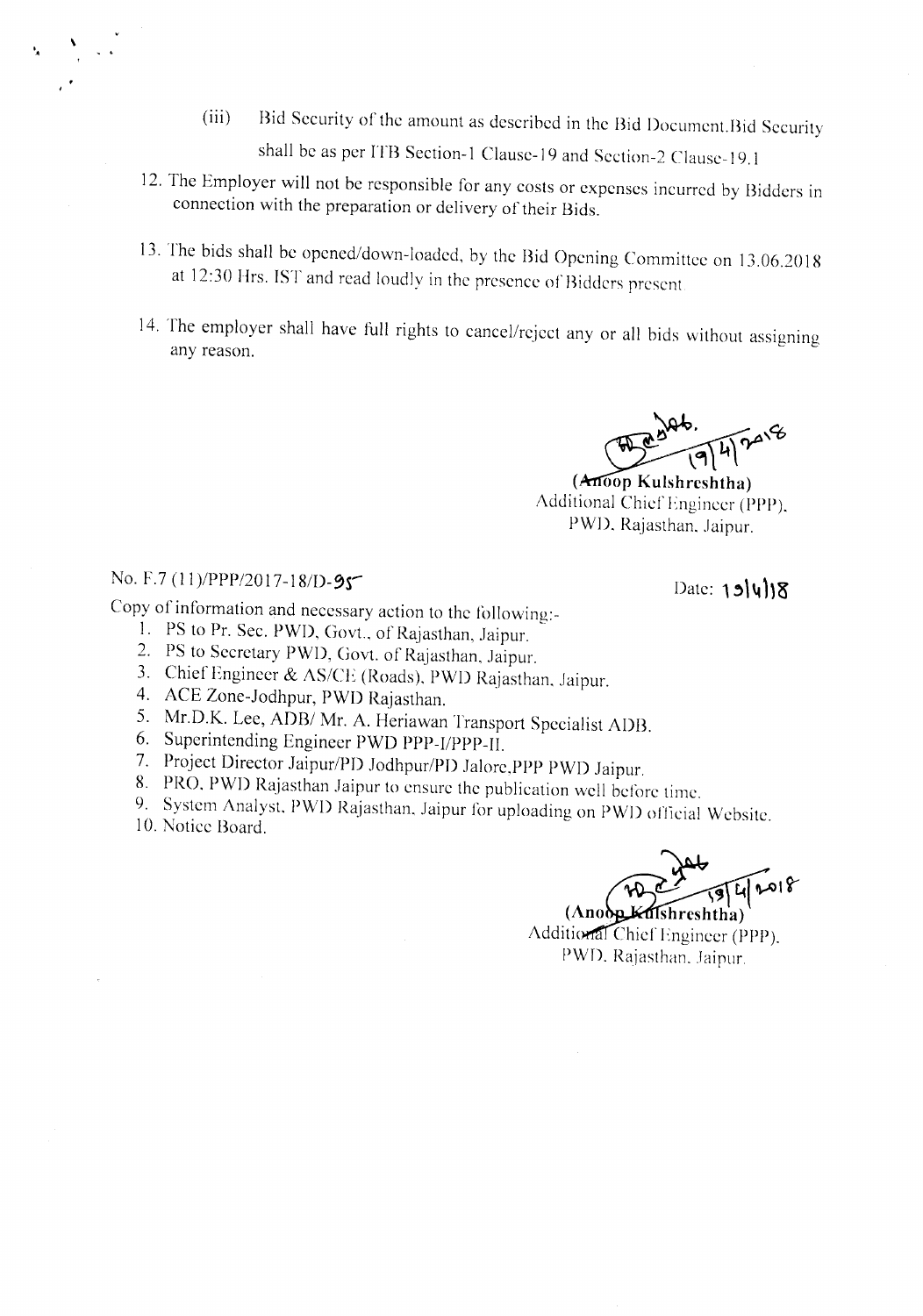(iii) Bid Security of the amount as described in the Bid Document.Bid Security shall be as per ITB Section-1 Clause-19 and Section-2 Clause-19.1

12. The Employer will not be responsible for any costs or expenses incurred by Bidders in connection with the preparation or delivery of their Bids.

13. The bids shall be opened/down-loaded, by the Bid Opening Committee on 13.06.2018 at 12:30 Hrs. IST and read loudly in the presence of Bidders present.

14. The employer shall have full rights to cancel/reject any or all bids without assigning any reason.

19/4/2018

**(Anoop Kulshreshtha)**
Additional Chief Engineer (PPP),
PWD, Rajasthan, Jaipur.

No. F.7 (11)/PPP/2017-18/D-95 Date: 19/4/18

Copy of information and necessary action to the following:-

1. PS to Pr. Sec. PWD, Govt., of Rajasthan, Jaipur.
2. PS to Secretary PWD, Govt. of Rajasthan, Jaipur.
3. Chief Engineer & AS/CE (Roads), PWD Rajasthan, Jaipur.
4. ACE Zone-Jodhpur, PWD Rajasthan.
5. Mr.D.K. Lee, ADB/ Mr. A. Heriawan Transport Specialist ADB.
6. Superintending Engineer PWD PPP-I/PPP-II.
7. Project Director Jaipur/PD Jodhpur/PD Jalore,PPP PWD Jaipur.
8. PRO, PWD Rajasthan Jaipur to ensure the publication well before time.
9. System Analyst, PWD Rajasthan, Jaipur for uploading on PWD official Website.
10. Notice Board.

19/4/2018

**(Anoop Kulshreshtha)**
Additional Chief Engineer (PPP),
PWD, Rajasthan, Jaipur.